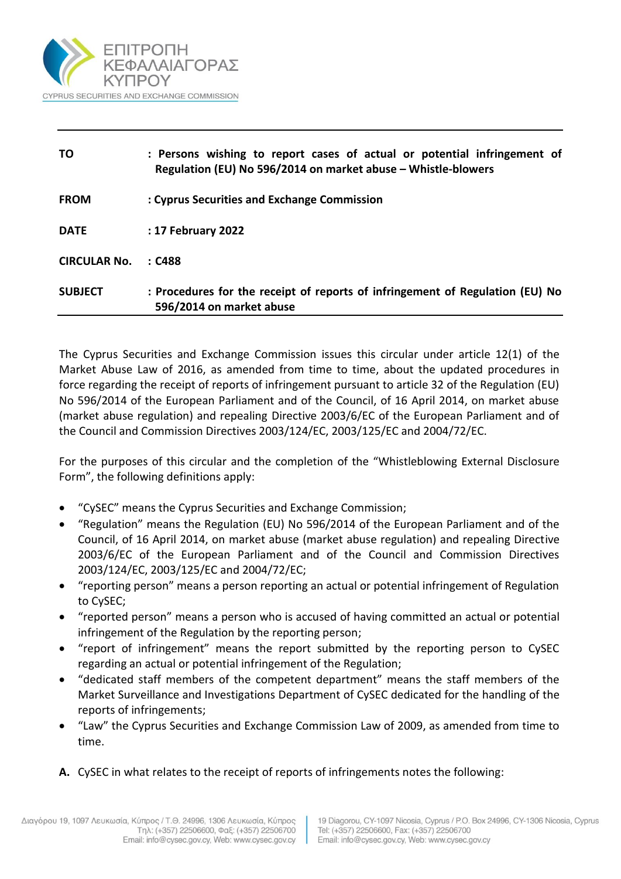ΕΠΙΤΡΟΠΗ ΚΕΦΑΛΑΙΑΓΟΡΑΣ ΚΥΠΡΟΥ

CYPRUS SECURITIES AND EXCHANGE COMMISSION

| | |
|---|---|
| **TO** | **: Persons wishing to report cases of actual or potential infringement of Regulation (EU) No 596/2014 on market abuse – Whistle-blowers** |
| **FROM** | **: Cyprus Securities and Exchange Commission** |
| **DATE** | **: 17 February 2022** |
| **CIRCULAR No.** | **: C488** |
| **SUBJECT** | **: Procedures for the receipt of reports of infringement of Regulation (EU) No 596/2014 on market abuse** |

The Cyprus Securities and Exchange Commission issues this circular under article 12(1) of the Market Abuse Law of 2016, as amended from time to time, about the updated procedures in force regarding the receipt of reports of infringement pursuant to article 32 of the Regulation (EU) No 596/2014 of the European Parliament and of the Council, of 16 April 2014, on market abuse (market abuse regulation) and repealing Directive 2003/6/EC of the European Parliament and of the Council and Commission Directives 2003/124/EC, 2003/125/EC and 2004/72/EC.

For the purposes of this circular and the completion of the "Whistleblowing External Disclosure Form", the following definitions apply:

- "CySEC" means the Cyprus Securities and Exchange Commission;
- "Regulation" means the Regulation (EU) No 596/2014 of the European Parliament and of the Council, of 16 April 2014, on market abuse (market abuse regulation) and repealing Directive 2003/6/EC of the European Parliament and of the Council and Commission Directives 2003/124/EC, 2003/125/EC and 2004/72/EC;
- "reporting person" means a person reporting an actual or potential infringement of Regulation to CySEC;
- "reported person" means a person who is accused of having committed an actual or potential infringement of the Regulation by the reporting person;
- "report of infringement" means the report submitted by the reporting person to CySEC regarding an actual or potential infringement of the Regulation;
- "dedicated staff members of the competent department" means the staff members of the Market Surveillance and Investigations Department of CySEC dedicated for the handling of the reports of infringements;
- "Law" the Cyprus Securities and Exchange Commission Law of 2009, as amended from time to time.

**A.** CySEC in what relates to the receipt of reports of infringements notes the following: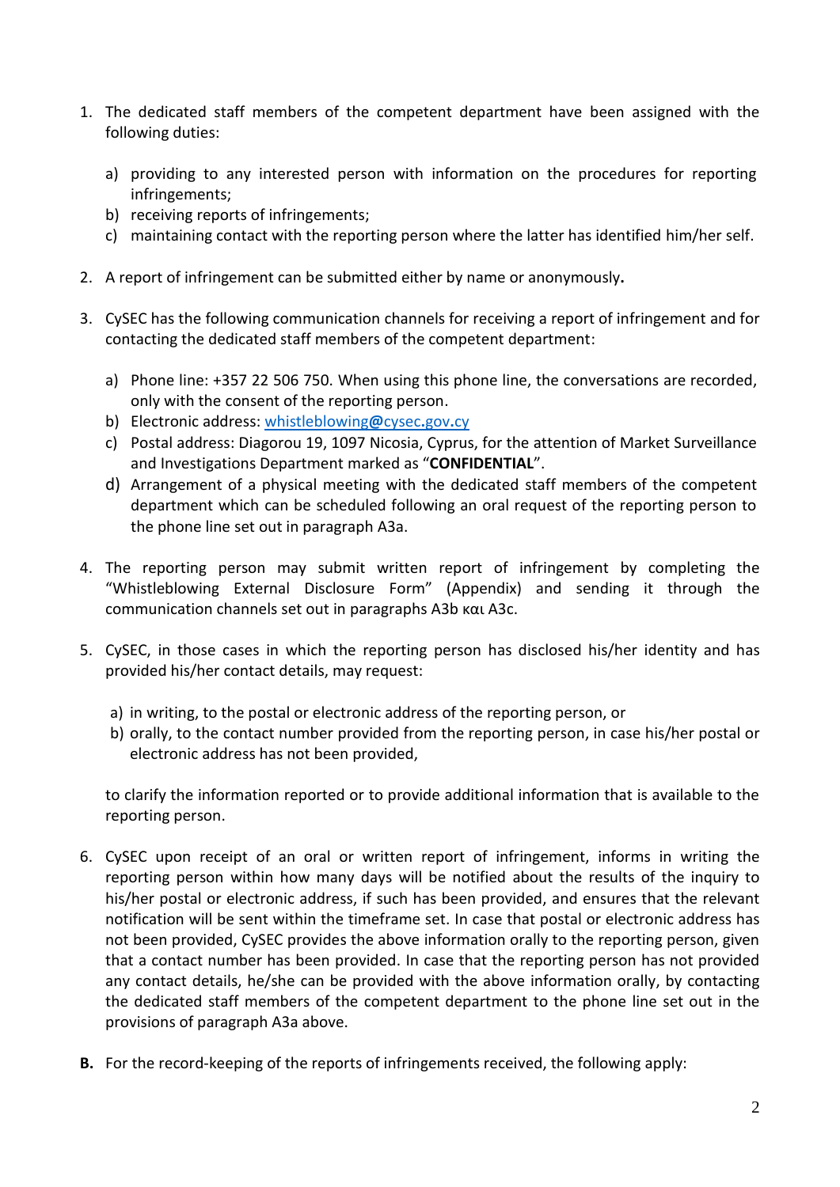1. The dedicated staff members of the competent department have been assigned with the following duties:

   a) providing to any interested person with information on the procedures for reporting infringements;
   b) receiving reports of infringements;
   c) maintaining contact with the reporting person where the latter has identified him/her self.

2. A report of infringement can be submitted either by name or anonymously**.**

3. CySEC has the following communication channels for receiving a report of infringement and for contacting the dedicated staff members of the competent department:

   a) Phone line: +357 22 506 750. When using this phone line, the conversations are recorded, only with the consent of the reporting person.
   b) Electronic address: whistleblowing@cysec.gov.cy
   c) Postal address: Diagorou 19, 1097 Nicosia, Cyprus, for the attention of Market Surveillance and Investigations Department marked as "**CONFIDENTIAL**".
   d) Arrangement of a physical meeting with the dedicated staff members of the competent department which can be scheduled following an oral request of the reporting person to the phone line set out in paragraph A3a.

4. The reporting person may submit written report of infringement by completing the "Whistleblowing External Disclosure Form" (Appendix) and sending it through the communication channels set out in paragraphs A3b και A3c.

5. CySEC, in those cases in which the reporting person has disclosed his/her identity and has provided his/her contact details, may request:

   a) in writing, to the postal or electronic address of the reporting person, or
   b) orally, to the contact number provided from the reporting person, in case his/her postal or electronic address has not been provided,

   to clarify the information reported or to provide additional information that is available to the reporting person.

6. CySEC upon receipt of an oral or written report of infringement, informs in writing the reporting person within how many days will be notified about the results of the inquiry to his/her postal or electronic address, if such has been provided, and ensures that the relevant notification will be sent within the timeframe set. In case that postal or electronic address has not been provided, CySEC provides the above information orally to the reporting person, given that a contact number has been provided. In case that the reporting person has not provided any contact details, he/she can be provided with the above information orally, by contacting the dedicated staff members of the competent department to the phone line set out in the provisions of paragraph A3a above.

**B.** For the record-keeping of the reports of infringements received, the following apply: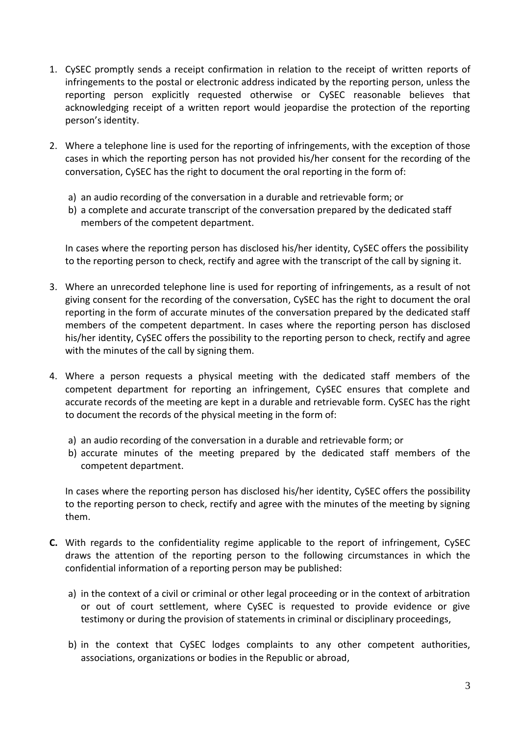1. CySEC promptly sends a receipt confirmation in relation to the receipt of written reports of infringements to the postal or electronic address indicated by the reporting person, unless the reporting person explicitly requested otherwise or CySEC reasonable believes that acknowledging receipt of a written report would jeopardise the protection of the reporting person's identity.

2. Where a telephone line is used for the reporting of infringements, with the exception of those cases in which the reporting person has not provided his/her consent for the recording of the conversation, CySEC has the right to document the oral reporting in the form of:

   a) an audio recording of the conversation in a durable and retrievable form; or
   b) a complete and accurate transcript of the conversation prepared by the dedicated staff members of the competent department.

   In cases where the reporting person has disclosed his/her identity, CySEC offers the possibility to the reporting person to check, rectify and agree with the transcript of the call by signing it.

3. Where an unrecorded telephone line is used for reporting of infringements, as a result of not giving consent for the recording of the conversation, CySEC has the right to document the oral reporting in the form of accurate minutes of the conversation prepared by the dedicated staff members of the competent department. In cases where the reporting person has disclosed his/her identity, CySEC offers the possibility to the reporting person to check, rectify and agree with the minutes of the call by signing them.

4. Where a person requests a physical meeting with the dedicated staff members of the competent department for reporting an infringement, CySEC ensures that complete and accurate records of the meeting are kept in a durable and retrievable form. CySEC has the right to document the records of the physical meeting in the form of:

   a) an audio recording of the conversation in a durable and retrievable form; or
   b) accurate minutes of the meeting prepared by the dedicated staff members of the competent department.

   In cases where the reporting person has disclosed his/her identity, CySEC offers the possibility to the reporting person to check, rectify and agree with the minutes of the meeting by signing them.

**C.** With regards to the confidentiality regime applicable to the report of infringement, CySEC draws the attention of the reporting person to the following circumstances in which the confidential information of a reporting person may be published:

   a) in the context of a civil or criminal or other legal proceeding or in the context of arbitration or out of court settlement, where CySEC is requested to provide evidence or give testimony or during the provision of statements in criminal or disciplinary proceedings,

   b) in the context that CySEC lodges complaints to any other competent authorities, associations, organizations or bodies in the Republic or abroad,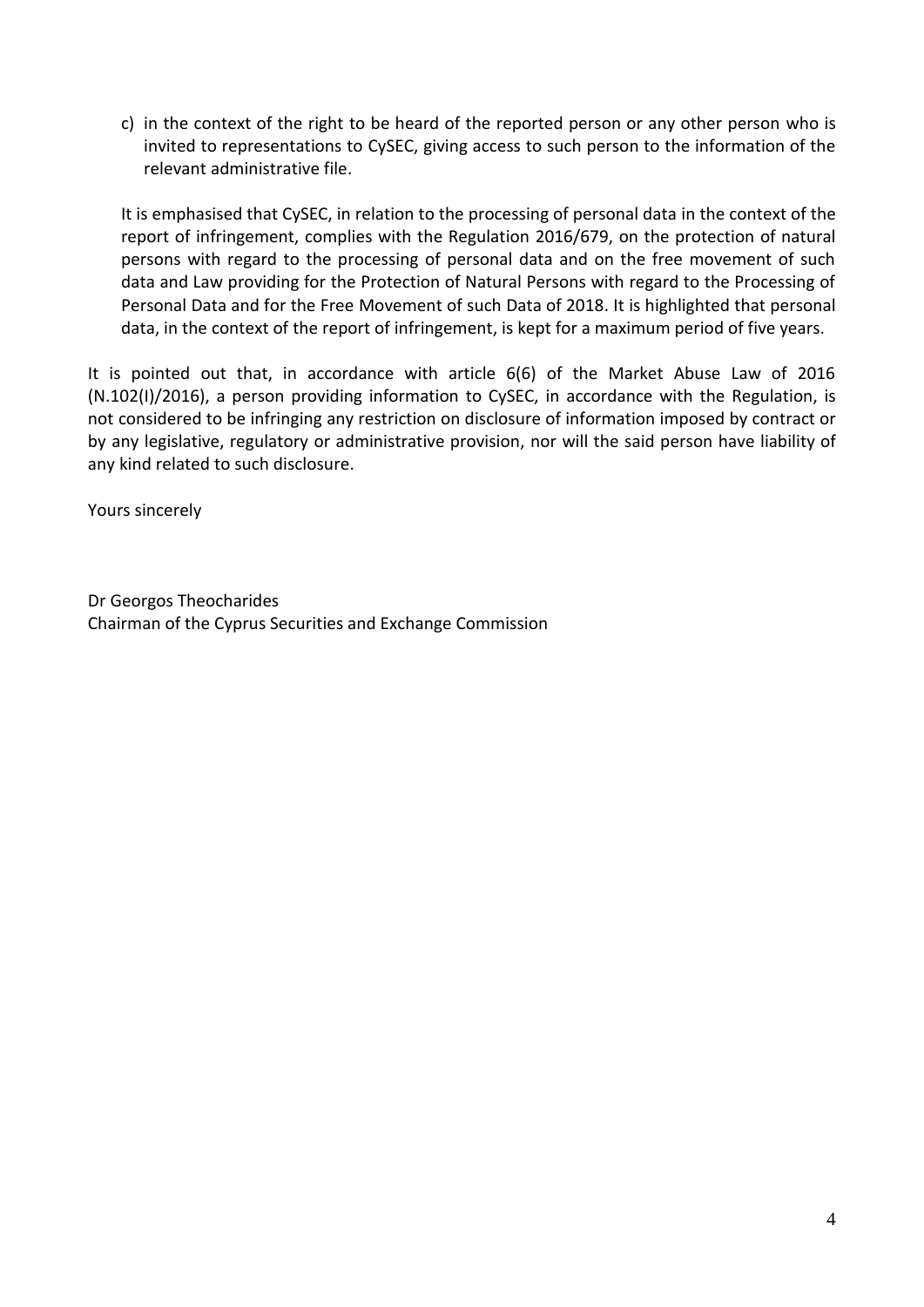c) in the context of the right to be heard of the reported person or any other person who is invited to representations to CySEC, giving access to such person to the information of the relevant administrative file.

   It is emphasised that CySEC, in relation to the processing of personal data in the context of the report of infringement, complies with the Regulation 2016/679, on the protection of natural persons with regard to the processing of personal data and on the free movement of such data and Law providing for the Protection of Natural Persons with regard to the Processing of Personal Data and for the Free Movement of such Data of 2018. It is highlighted that personal data, in the context of the report of infringement, is kept for a maximum period of five years.

It is pointed out that, in accordance with article 6(6) of the Market Abuse Law of 2016 (N.102(I)/2016), a person providing information to CySEC, in accordance with the Regulation, is not considered to be infringing any restriction on disclosure of information imposed by contract or by any legislative, regulatory or administrative provision, nor will the said person have liability of any kind related to such disclosure.

Yours sincerely

Dr Georgos Theocharides
Chairman of the Cyprus Securities and Exchange Commission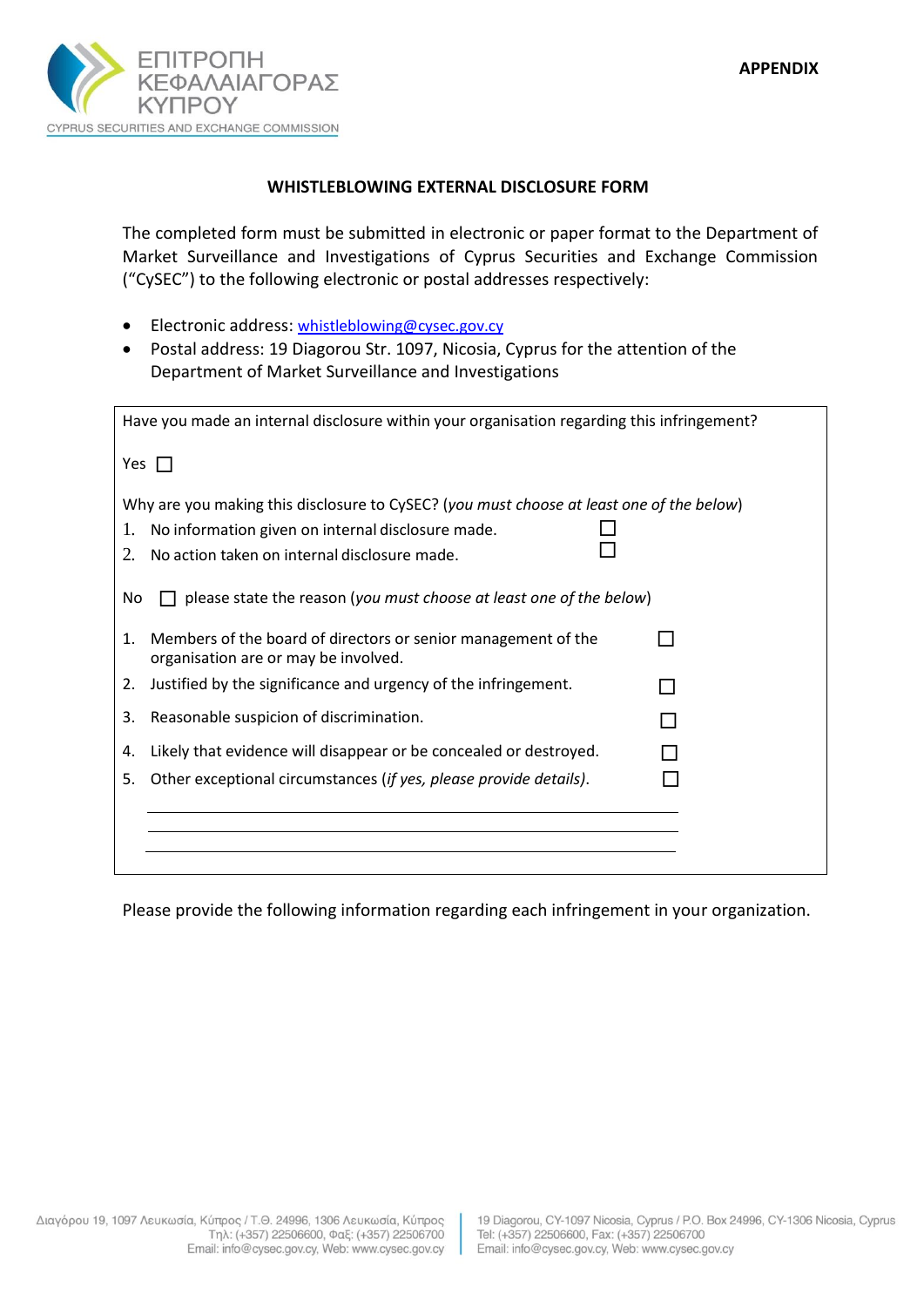**APPENDIX**

## WHISTLEBLOWING EXTERNAL DISCLOSURE FORM

The completed form must be submitted in electronic or paper format to the Department of Market Surveillance and Investigations of Cyprus Securities and Exchange Commission ("CySEC") to the following electronic or postal addresses respectively:

- Electronic address: whistleblowing@cysec.gov.cy
- Postal address: 19 Diagorou Str. 1097, Nicosia, Cyprus for the attention of the Department of Market Surveillance and Investigations

---

Have you made an internal disclosure within your organisation regarding this infringement?

Yes ☐

Why are you making this disclosure to CySEC? (*you must choose at least one of the below*)

1. No information given on internal disclosure made. ☐
2. No action taken on internal disclosure made. ☐

No ☐ please state the reason (*you must choose at least one of the below*)

1. Members of the board of directors or senior management of the organisation are or may be involved. ☐
2. Justified by the significance and urgency of the infringement. ☐
3. Reasonable suspicion of discrimination. ☐
4. Likely that evidence will disappear or be concealed or destroyed. ☐
5. Other exceptional circumstances (*if yes, please provide details*). ☐

\_\_\_\_\_\_\_\_\_\_\_\_\_\_\_\_\_\_\_\_\_\_\_\_\_\_\_\_\_\_\_\_\_\_\_\_\_\_\_\_\_\_\_\_\_\_\_\_\_\_\_\_\_\_\_\_\_\_\_\_

\_\_\_\_\_\_\_\_\_\_\_\_\_\_\_\_\_\_\_\_\_\_\_\_\_\_\_\_\_\_\_\_\_\_\_\_\_\_\_\_\_\_\_\_\_\_\_\_\_\_\_\_\_\_\_\_\_\_\_\_

\_\_\_\_\_\_\_\_\_\_\_\_\_\_\_\_\_\_\_\_\_\_\_\_\_\_\_\_\_\_\_\_\_\_\_\_\_\_\_\_\_\_\_\_\_\_\_\_\_\_\_\_\_\_\_\_\_\_\_\_

---

Please provide the following information regarding each infringement in your organization.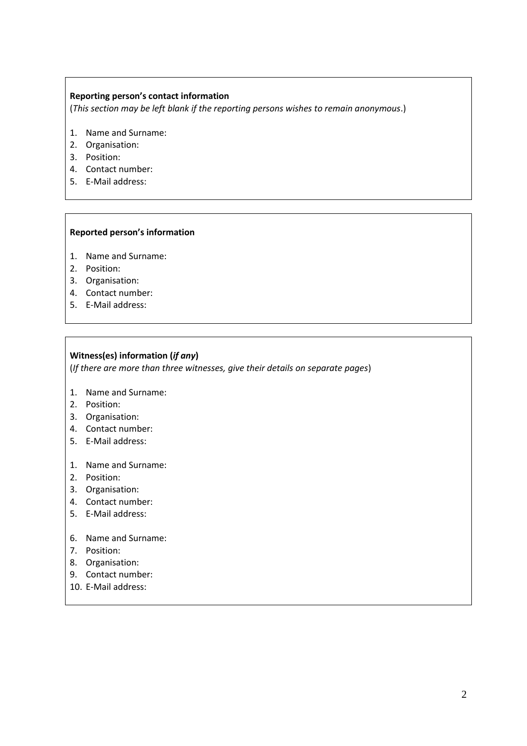**Reporting person's contact information**

(*This section may be left blank if the reporting persons wishes to remain anonymous*.)

1. Name and Surname:
2. Organisation:
3. Position:
4. Contact number:
5. E-Mail address:

**Reported person's information**

1. Name and Surname:
2. Position:
3. Organisation:
4. Contact number:
5. E-Mail address:

**Witness(es) information (*if any*)**

(*If there are more than three witnesses, give their details on separate pages*)

1. Name and Surname:
2. Position:
3. Organisation:
4. Contact number:
5. E-Mail address:

1. Name and Surname:
2. Position:
3. Organisation:
4. Contact number:
5. E-Mail address:

6. Name and Surname:
7. Position:
8. Organisation:
9. Contact number:
10. E-Mail address: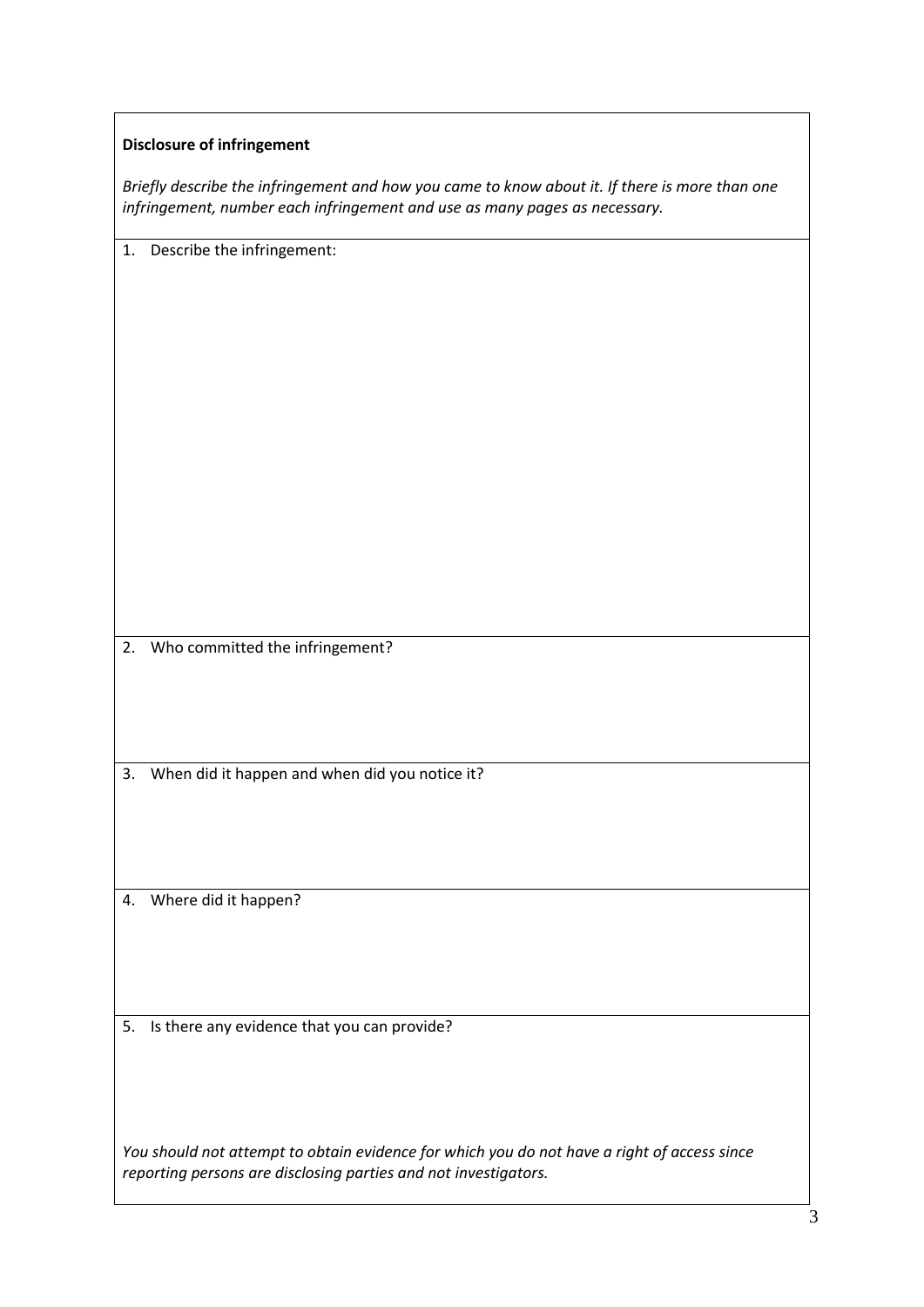**Disclosure of infringement**

*Briefly describe the infringement and how you came to know about it. If there is more than one infringement, number each infringement and use as many pages as necessary.*

1. Describe the infringement:

2. Who committed the infringement?

3. When did it happen and when did you notice it?

4. Where did it happen?

5. Is there any evidence that you can provide?

*You should not attempt to obtain evidence for which you do not have a right of access since reporting persons are disclosing parties and not investigators.*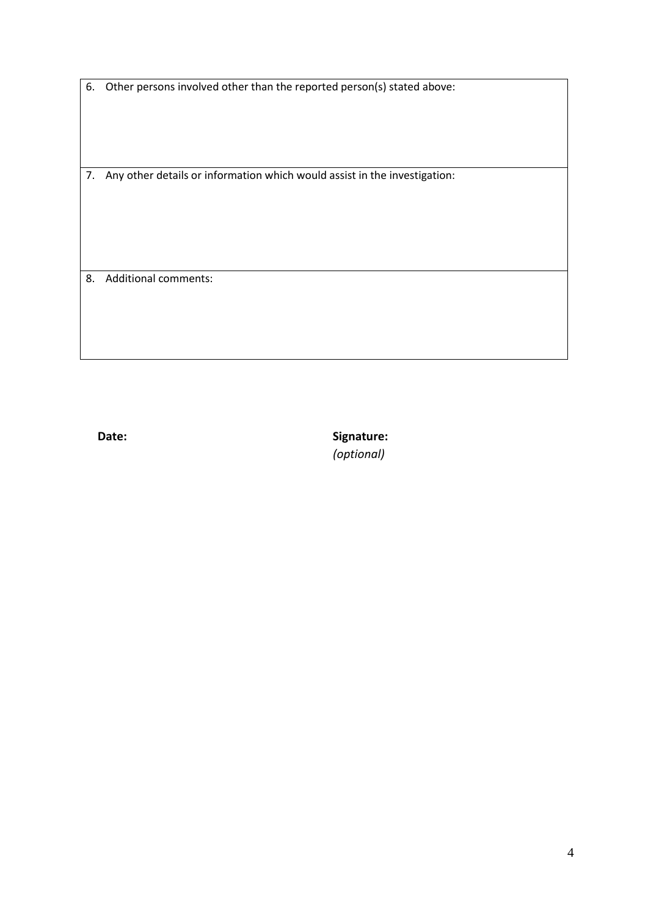| 6. Other persons involved other than the reported person(s) stated above: |
|---|
| |
| 7. Any other details or information which would assist in the investigation: |
| |
| 8. Additional comments: |
| |

**Date:**

**Signature:**
*(optional)*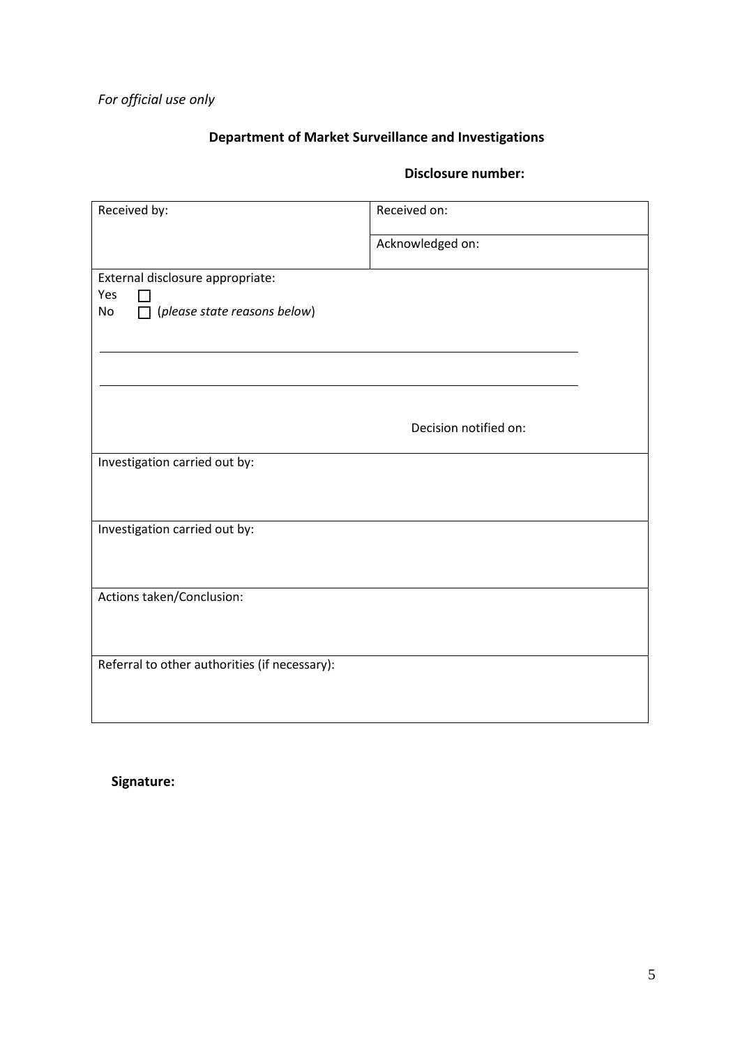*For official use only*

**Department of Market Surveillance and Investigations**

**Disclosure number:**

| | |
|---|---|
| Received by: | Received on: |
| | Acknowledged on: |
| External disclosure appropriate:<br>Yes ☐<br>No ☐ (*please state reasons below*)<br><br>\_\_\_\_\_\_\_\_\_\_\_\_\_\_\_\_\_\_\_\_\_\_\_\_\_\_\_\_\_\_\_\_\_\_\_\_\_\_\_\_<br><br>\_\_\_\_\_\_\_\_\_\_\_\_\_\_\_\_\_\_\_\_\_\_\_\_\_\_\_\_\_\_\_\_\_\_\_\_\_\_\_\_ | Decision notified on: |
| Investigation carried out by: | |
| Investigation carried out by: | |
| Actions taken/Conclusion: | |
| Referral to other authorities (if necessary): | |

**Signature:**